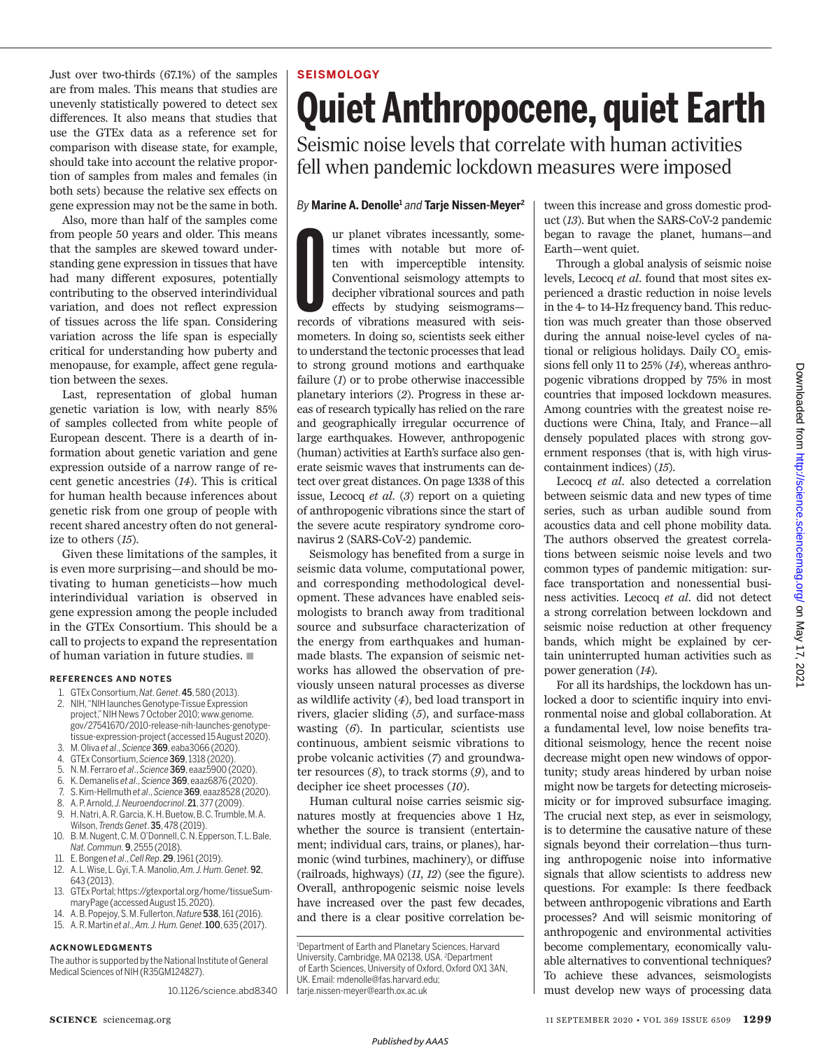Just over two-thirds (67.1%) of the samples are from males. This means that studies are unevenly statistically powered to detect sex differences. It also means that studies that use the GTEx data as a reference set for comparison with disease state, for example, should take into account the relative proportion of samples from males and females (in both sets) because the relative sex effects on gene expression may not be the same in both.

Also, more than half of the samples come from people 50 years and older. This means that the samples are skewed toward understanding gene expression in tissues that have had many different exposures, potentially contributing to the observed interindividual variation, and does not reflect expression of tissues across the life span. Considering variation across the life span is especially critical for understanding how puberty and menopause, for example, affect gene regulation between the sexes.

Last, representation of global human genetic variation is low, with nearly 85% of samples collected from white people of European descent. There is a dearth of information about genetic variation and gene expression outside of a narrow range of recent genetic ancestries (*14*). This is critical for human health because inferences about genetic risk from one group of people with recent shared ancestry often do not generalize to others (*15*).

Given these limitations of the samples, it is even more surprising—and should be motivating to human geneticists—how much interindividual variation is observed in gene expression among the people included in the GTEx Consortium. This should be a call to projects to expand the representation of human variation in future studies. ■

### REFERENCES AND NOTES

1. GTEx Consortium, *Nat. Genet.* **45**, 580 (2013).
2. NIH, "NIH launches Genotype-Tissue Expression project," NIH News 7 October 2010; www.genome.gov/27541670/2010-release-nih-launches-genotype-tissue-expression-project (accessed 15 August 2020).
3. M. Oliva *et al.*, *Science* **369**, eaba3066 (2020).
4. GTEx Consortium, *Science* **369**, 1318 (2020).
5. N. M. Ferraro *et al.*, *Science* **369**, eaaz5900 (2020).
6. K. Demanelis *et al.*, *Science* **369**, eaaz6876 (2020).
7. S. Kim-Hellmuth *et al.*, *Science* **369**, eaaz8528 (2020).
8. A. P. Arnold, *J. Neuroendocrinol.* **21**, 377 (2009).
9. H. Natri, A. R. Garcia, K. H. Buetow, B. C. Trumble, M. A. Wilson, *Trends Genet.* **35**, 478 (2019).
10. B. M. Nugent, C. M. O'Donnell, C. N. Epperson, T. L. Bale, *Nat. Commun.* **9**, 2555 (2018).
11. E. Bongen *et al.*, *Cell Rep.* **29**, 1961 (2019).
12. A. L. Wise, L. Gyi, T. A. Manolio, *Am. J. Hum. Genet.* **92**, 643 (2013).
13. GTEx Portal; https://gtexportal.org/home/tissueSummaryPage (accessed August 15, 2020).
14. A. B. Popejoy, S. M. Fullerton, *Nature* **538**, 161 (2016).
15. A. R. Martin *et al.*, *Am. J. Hum. Genet.* **100**, 635 (2017).

### ACKNOWLEDGMENTS

The author is supported by the National Institute of General Medical Sciences of NIH (R35GM124827).

10.1126/science.abd8340

---

**SEISMOLOGY**

# Quiet Anthropocene, quiet Earth

## Seismic noise levels that correlate with human activities fell when pandemic lockdown measures were imposed

*By* **Marine A. Denolle**[1] *and* **Tarje Nissen-Meyer**[2]

Our planet vibrates incessantly, sometimes with notable but more often with imperceptible intensity. Conventional seismology attempts to decipher vibrational sources and path effects by studying seismograms—records of vibrations measured with seismometers. In doing so, scientists seek either to understand the tectonic processes that lead to strong ground motions and earthquake failure (*1*) or to probe otherwise inaccessible planetary interiors (*2*). Progress in these areas of research typically has relied on the rare and geographically irregular occurrence of large earthquakes. However, anthropogenic (human) activities at Earth's surface also generate seismic waves that instruments can detect over great distances. On page 1338 of this issue, Lecocq *et al.* (*3*) report on a quieting of anthropogenic vibrations since the start of the severe acute respiratory syndrome coronavirus 2 (SARS-CoV-2) pandemic.

Seismology has benefited from a surge in seismic data volume, computational power, and corresponding methodological development. These advances have enabled seismologists to branch away from traditional source and subsurface characterization of the energy from earthquakes and human-made blasts. The expansion of seismic networks has allowed the observation of previously unseen natural processes as diverse as wildlife activity (*4*), bed load transport in rivers, glacier sliding (*5*), and surface-mass wasting (*6*). In particular, scientists use continuous, ambient seismic vibrations to probe volcanic activities (*7*) and groundwater resources (*8*), to track storms (*9*), and to decipher ice sheet processes (*10*).

Human cultural noise carries seismic signatures mostly at frequencies above 1 Hz, whether the source is transient (entertainment; individual cars, trains, or planes), harmonic (wind turbines, machinery), or diffuse (railroads, highways) (*11*, *12*) (see the figure). Overall, anthropogenic seismic noise levels have increased over the past few decades, and there is a clear positive correlation between this increase and gross domestic product (*13*). But when the SARS-CoV-2 pandemic began to ravage the planet, humans—and Earth—went quiet.

Through a global analysis of seismic noise levels, Lecocq *et al.* found that most sites experienced a drastic reduction in noise levels in the 4- to 14-Hz frequency band. This reduction was much greater than those observed during the annual noise-level cycles of national or religious holidays. Daily $CO_2$ emissions fell only 11 to 25% (*14*), whereas anthropogenic vibrations dropped by 75% in most countries that imposed lockdown measures. Among countries with the greatest noise reductions were China, Italy, and France—all densely populated places with strong government responses (that is, with high virus-containment indices) (*15*).

Lecocq *et al.* also detected a correlation between seismic data and new types of time series, such as urban audible sound from acoustics data and cell phone mobility data. The authors observed the greatest correlations between seismic noise levels and two common types of pandemic mitigation: surface transportation and nonessential business activities. Lecocq *et al.* did not detect a strong correlation between lockdown and seismic noise reduction at other frequency bands, which might be explained by certain uninterrupted human activities such as power generation (*14*).

For all its hardships, the lockdown has unlocked a door to scientific inquiry into environmental noise and global collaboration. At a fundamental level, low noise benefits traditional seismology, hence the recent noise decrease might open new windows of opportunity; study areas hindered by urban noise might now be targets for detecting microseismicity or for improved subsurface imaging. The crucial next step, as ever in seismology, is to determine the causative nature of these signals beyond their correlation—thus turning anthropogenic noise into informative signals that allow scientists to address new questions. For example: Is there feedback between anthropogenic vibrations and Earth processes? And will seismic monitoring of anthropogenic and environmental activities become complementary, economically valuable alternatives to conventional techniques? To achieve these advances, seismologists must develop new ways of processing data

[1]Department of Earth and Planetary Sciences, Harvard University, Cambridge, MA 02138, USA. [2]Department of Earth Sciences, University of Oxford, Oxford OX1 3AN, UK. Email: mdenolle@fas.harvard.edu; tarje.nissen-meyer@earth.ox.ac.uk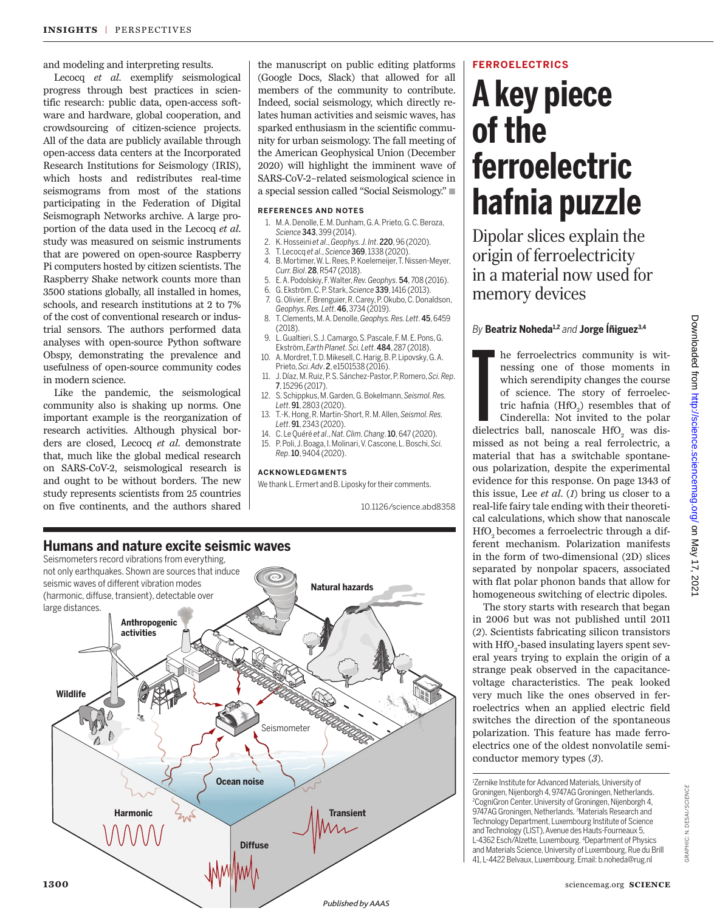and modeling and interpreting results.

Lecocq *et al.* exemplify seismological progress through best practices in scientific research: public data, open-access software and hardware, global cooperation, and crowdsourcing of citizen-science projects. All of the data are publicly available through open-access data centers at the Incorporated Research Institutions for Seismology (IRIS), which hosts and redistributes real-time seismograms from most of the stations participating in the Federation of Digital Seismograph Networks archive. A large proportion of the data used in the Lecocq *et al.* study was measured on seismic instruments that are powered on open-source Raspberry Pi computers hosted by citizen scientists. The Raspberry Shake network counts more than 3500 stations globally, all installed in homes, schools, and research institutions at 2 to 7% of the cost of conventional research or industrial sensors. The authors performed data analyses with open-source Python software Obspy, demonstrating the prevalence and usefulness of open-source community codes in modern science.

Like the pandemic, the seismological community also is shaking up norms. One important example is the reorganization of research activities. Although physical borders are closed, Lecocq *et al.* demonstrate that, much like the global medical research on SARS-CoV-2, seismological research is and ought to be without borders. The new study represents scientists from 25 countries on five continents, and the authors shared the manuscript on public editing platforms (Google Docs, Slack) that allowed for all members of the community to contribute. Indeed, social seismology, which directly relates human activities and seismic waves, has sparked enthusiasm in the scientific community for urban seismology. The fall meeting of the American Geophysical Union (December 2020) will highlight the imminent wave of SARS-CoV-2–related seismological science in a special session called "Social Seismology." ■

#### REFERENCES AND NOTES

1. M. A. Denolle, E. M. Dunham, G. A. Prieto, G. C. Beroza, *Science* **343**, 399 (2014).
2. K. Hosseini *et al.*, *Geophys. J. Int.* **220**, 96 (2020).
3. T. Lecocq *et al.*, *Science* **369**, 1338 (2020).
4. B. Mortimer, W. L. Rees, P. Koelemeijer, T. Nissen-Meyer, *Curr. Biol.* **28**, R547 (2018).
5. E. A. Podolskiy, F. Walter, *Rev. Geophys.* **54**, 708 (2016).
6. G. Ekström, C. P. Stark, *Science* **339**, 1416 (2013).
7. G. Olivier, F. Brenguier, R. Carey, P. Okubo, C. Donaldson, *Geophys. Res. Lett.* **46**, 3734 (2019).
8. T. Clements, M. A. Denolle, *Geophys. Res. Lett.* **45**, 6459 (2018).
9. L. Gualtieri, S. J. Camargo, S. Pascale, F. M. E. Pons, G. Ekström, *Earth Planet. Sci. Lett.* **484**, 287 (2018).
10. A. Mordret, T. D. Mikesell, C. Harig, B. P. Lipovsky, G. A. Prieto, *Sci. Adv.* **2**, e1501538 (2016).
11. J. Díaz, M. Ruiz, P. S. Sánchez-Pastor, P. Romero, *Sci. Rep.* **7**, 15296 (2017).
12. S. Schippkus, M. Garden, G. Bokelmann, *Seismol. Res. Lett.* **91**, 2803 (2020).
13. T.-K. Hong, R. Martin-Short, R. M. Allen, *Seismol. Res. Lett.* **91**, 2343 (2020).
14. C. Le Quéré *et al.*, *Nat. Clim. Chang.* **10**, 647 (2020).
15. P. Poli, J. Boaga, I. Molinari, V. Cascone, L. Boschi, *Sci. Rep.* **10**, 9404 (2020).

#### ACKNOWLEDGMENTS

We thank L. Ermert and B. Liposky for their comments.

10.1126/science.abd8358

### Humans and nature excite seismic waves

Seismometers record vibrations from everything, not only earthquakes. Shown are sources that induce seismic waves of different vibration modes (harmonic, diffuse, transient), detectable over large distances.

---

FERROELECTRICS

# A key piece of the ferroelectric hafnia puzzle

## Dipolar slices explain the origin of ferroelectricity in a material now used for memory devices

*By* **Beatriz Noheda**[1,2] *and* **Jorge Íñiguez**[3,4]

The ferroelectrics community is witnessing one of those moments in which serendipity changes the course of science. The story of ferroelectric hafnia ($HfO_2$) resembles that of Cinderella: Not invited to the polar dielectrics ball, nanoscale $HfO_2$ was dismissed as not being a real ferroelectric, a material that has a switchable spontaneous polarization, despite the experimental evidence for this response. On page 1343 of this issue, Lee *et al.* (*1*) bring us closer to a real-life fairy tale ending with their theoretical calculations, which show that nanoscale $HfO_2$ becomes a ferroelectric through a different mechanism. Polarization manifests in the form of two-dimensional (2D) slices separated by nonpolar spacers, associated with flat polar phonon bands that allow for homogeneous switching of electric dipoles.

The story starts with research that began in 2006 but was not published until 2011 (*2*). Scientists fabricating silicon transistors with $HfO_2$-based insulating layers spent several years trying to explain the origin of a strange peak observed in the capacitance-voltage characteristics. The peak looked very much like the ones observed in ferroelectrics when an applied electric field switches the direction of the spontaneous polarization. This feature has made ferroelectrics one of the oldest nonvolatile semiconductor memory types (*3*).

[1]Zernike Institute for Advanced Materials, University of Groningen, Nijenborgh 4, 9747AG Groningen, Netherlands. [2]CogniGron Center, University of Groningen, Nijenborgh 4, 9747AG Groningen, Netherlands. [3]Materials Research and Technology Department, Luxembourg Institute of Science and Technology (LIST), Avenue des Hauts-Fourneaux 5, L-4362 Esch/Alzette, Luxembourg. [4]Department of Physics and Materials Science, University of Luxembourg, Rue du Brill 41, L-4422 Belvaux, Luxembourg. Email: b.noheda@rug.nl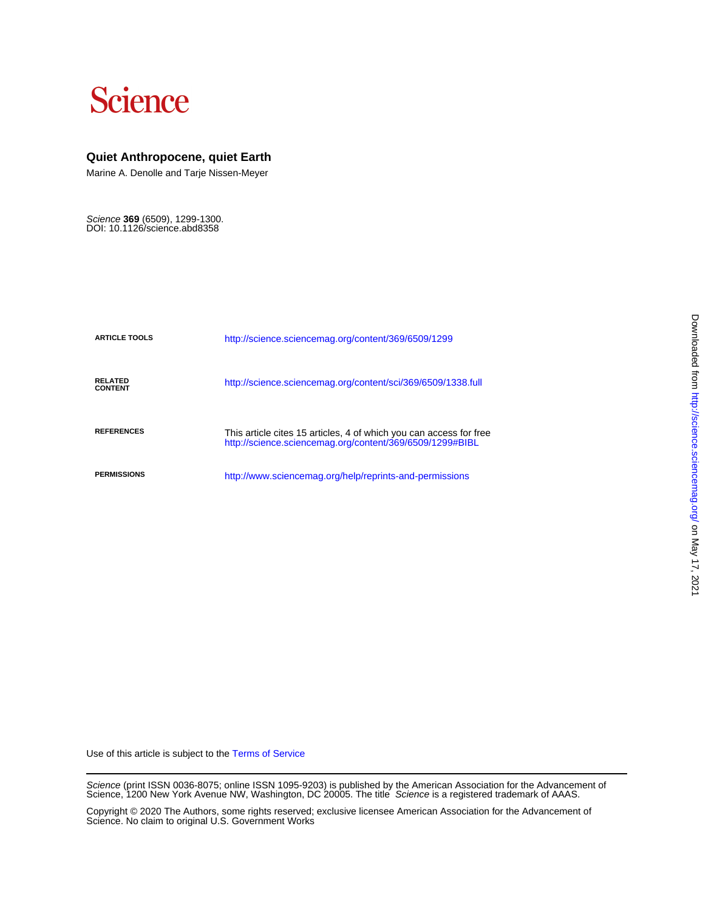# Science

## Quiet Anthropocene, quiet Earth

Marine A. Denolle and Tarje Nissen-Meyer

*Science* **369** (6509), 1299-1300.
DOI: 10.1126/science.abd8358

| | |
|---|---|
| **ARTICLE TOOLS** | http://science.sciencemag.org/content/369/6509/1299 |
| **RELATED CONTENT** | http://science.sciencemag.org/content/sci/369/6509/1338.full |
| **REFERENCES** | This article cites 15 articles, 4 of which you can access for free http://science.sciencemag.org/content/369/6509/1299#BIBL |
| **PERMISSIONS** | http://www.sciencemag.org/help/reprints-and-permissions |

Use of this article is subject to the Terms of Service

*Science* (print ISSN 0036-8075; online ISSN 1095-9203) is published by the American Association for the Advancement of Science, 1200 New York Avenue NW, Washington, DC 20005. The title *Science* is a registered trademark of AAAS.

Copyright © 2020 The Authors, some rights reserved; exclusive licensee American Association for the Advancement of Science. No claim to original U.S. Government Works

Downloaded from http://science.sciencemag.org/ on May 17, 2021